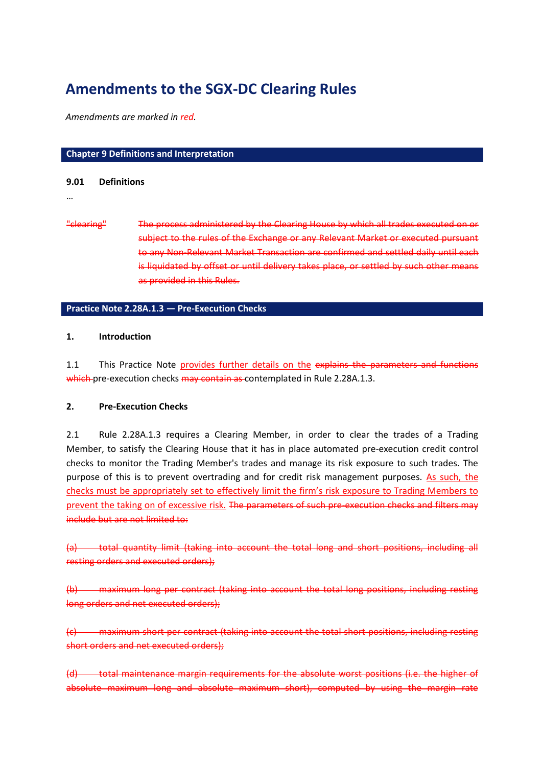# Amendments to the SGX-DC Clearing Rules

*Amendments are marked in red.*

## Chapter 9 Definitions and Interpretation

### 9.01 Definitions

…

~~"clearing"~~ ~~The process administered by the Clearing House by which all trades executed on or subject to the rules of the Exchange or any Relevant Market or executed pursuant to any Non-Relevant Market Transaction are confirmed and settled daily until each is liquidated by offset or until delivery takes place, or settled by such other means as provided in this Rules.~~

## Practice Note 2.28A.1.3 — Pre-Execution Checks

### 1. Introduction

1.1 This Practice Note <u>provides further details on the</u> ~~explains the parameters and functions which~~ pre-execution checks ~~may contain as~~ contemplated in Rule 2.28A.1.3.

### 2. Pre-Execution Checks

2.1 Rule 2.28A.1.3 requires a Clearing Member, in order to clear the trades of a Trading Member, to satisfy the Clearing House that it has in place automated pre-execution credit control checks to monitor the Trading Member's trades and manage its risk exposure to such trades. The purpose of this is to prevent overtrading and for credit risk management purposes. <u>As such, the checks must be appropriately set to effectively limit the firm's risk exposure to Trading Members to prevent the taking on of excessive risk.</u> ~~The parameters of such pre-execution checks and filters may include but are not limited to:~~

~~(a) total quantity limit (taking into account the total long and short positions, including all resting orders and executed orders);~~

~~(b) maximum long per contract (taking into account the total long positions, including resting long orders and net executed orders);~~

~~(c) maximum short per contract (taking into account the total short positions, including resting short orders and net executed orders);~~

~~(d) total maintenance margin requirements for the absolute worst positions (i.e. the higher of absolute maximum long and absolute maximum short), computed by using the margin rate~~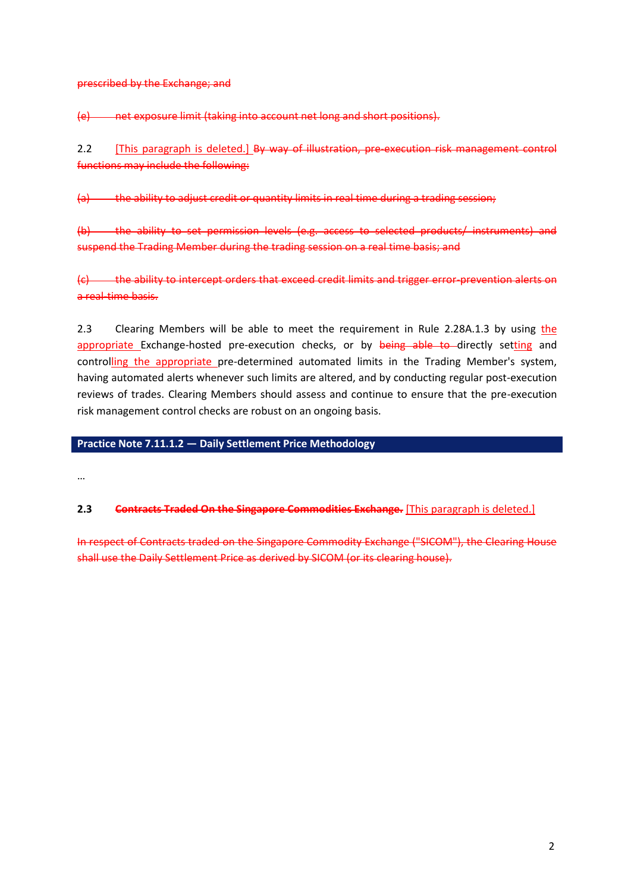prescribed by the Exchange; and

(e) net exposure limit (taking into account net long and short positions).

2.2 [This paragraph is deleted.] By way of illustration, pre-execution risk management control functions may include the following:

(a) the ability to adjust credit or quantity limits in real time during a trading session;

(b) the ability to set permission levels (e.g. access to selected products/ instruments) and suspend the Trading Member during the trading session on a real time basis; and

(c) the ability to intercept orders that exceed credit limits and trigger error-prevention alerts on a real-time basis.

2.3 Clearing Members will be able to meet the requirement in Rule 2.28A.1.3 by using the appropriate Exchange-hosted pre-execution checks, or by being able to directly setting and controlling the appropriate pre-determined automated limits in the Trading Member's system, having automated alerts whenever such limits are altered, and by conducting regular post-execution reviews of trades. Clearing Members should assess and continue to ensure that the pre-execution risk management control checks are robust on an ongoing basis.

## Practice Note 7.11.1.2 — Daily Settlement Price Methodology

…

**2.3 Contracts Traded On the Singapore Commodities Exchange.** [This paragraph is deleted.]

In respect of Contracts traded on the Singapore Commodity Exchange ("SICOM"), the Clearing House shall use the Daily Settlement Price as derived by SICOM (or its clearing house).